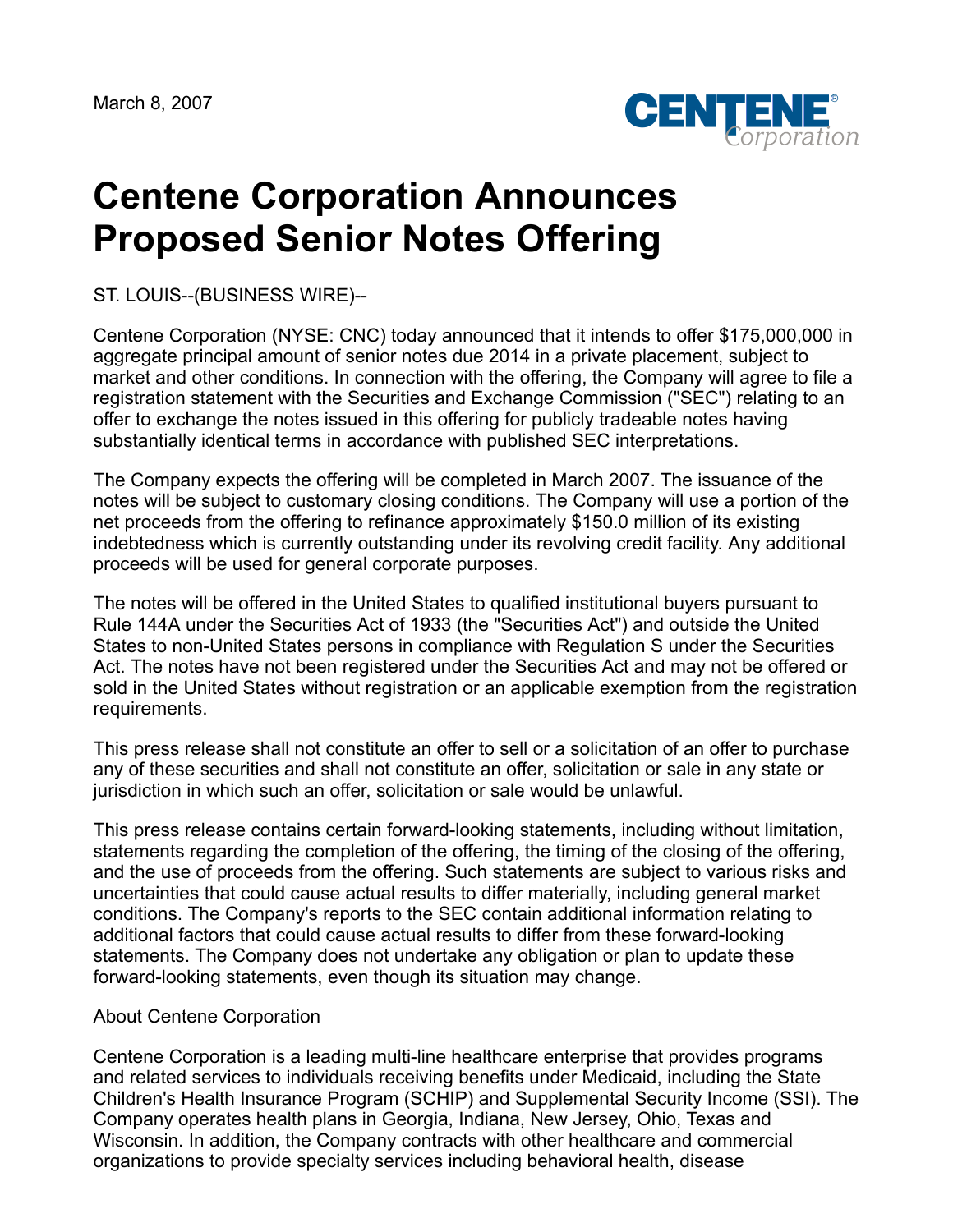March 8, 2007

# Centene Corporation Announces Proposed Senior Notes Offering

ST. LOUIS--(BUSINESS WIRE)--

Centene Corporation (NYSE: CNC) today announced that it intends to offer $175,000,000 in aggregate principal amount of senior notes due 2014 in a private placement, subject to market and other conditions. In connection with the offering, the Company will agree to file a registration statement with the Securities and Exchange Commission ("SEC") relating to an offer to exchange the notes issued in this offering for publicly tradeable notes having substantially identical terms in accordance with published SEC interpretations.

The Company expects the offering will be completed in March 2007. The issuance of the notes will be subject to customary closing conditions. The Company will use a portion of the net proceeds from the offering to refinance approximately $150.0 million of its existing indebtedness which is currently outstanding under its revolving credit facility. Any additional proceeds will be used for general corporate purposes.

The notes will be offered in the United States to qualified institutional buyers pursuant to Rule 144A under the Securities Act of 1933 (the "Securities Act") and outside the United States to non-United States persons in compliance with Regulation S under the Securities Act. The notes have not been registered under the Securities Act and may not be offered or sold in the United States without registration or an applicable exemption from the registration requirements.

This press release shall not constitute an offer to sell or a solicitation of an offer to purchase any of these securities and shall not constitute an offer, solicitation or sale in any state or jurisdiction in which such an offer, solicitation or sale would be unlawful.

This press release contains certain forward-looking statements, including without limitation, statements regarding the completion of the offering, the timing of the closing of the offering, and the use of proceeds from the offering. Such statements are subject to various risks and uncertainties that could cause actual results to differ materially, including general market conditions. The Company's reports to the SEC contain additional information relating to additional factors that could cause actual results to differ from these forward-looking statements. The Company does not undertake any obligation or plan to update these forward-looking statements, even though its situation may change.

About Centene Corporation

Centene Corporation is a leading multi-line healthcare enterprise that provides programs and related services to individuals receiving benefits under Medicaid, including the State Children's Health Insurance Program (SCHIP) and Supplemental Security Income (SSI). The Company operates health plans in Georgia, Indiana, New Jersey, Ohio, Texas and Wisconsin. In addition, the Company contracts with other healthcare and commercial organizations to provide specialty services including behavioral health, disease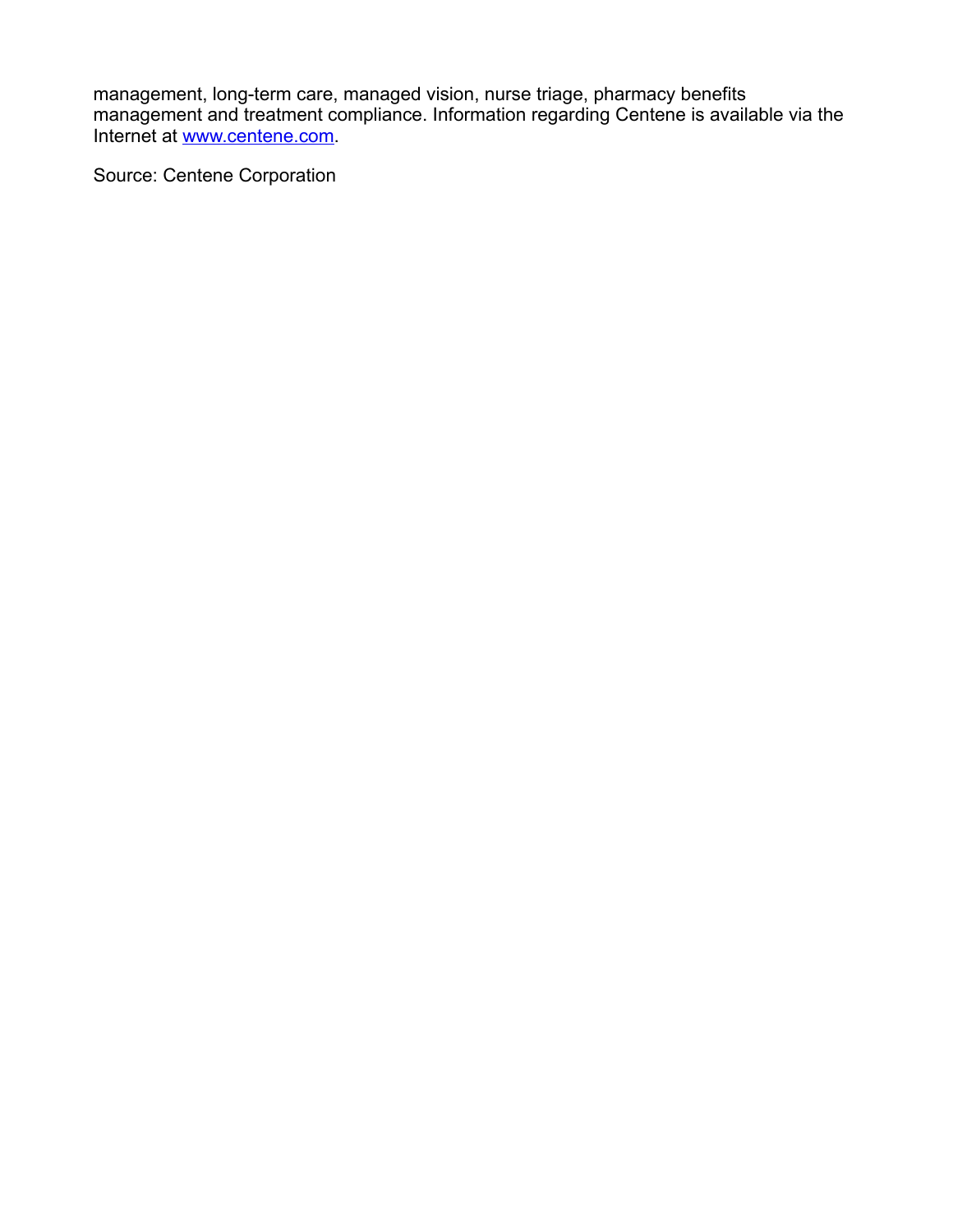management, long-term care, managed vision, nurse triage, pharmacy benefits management and treatment compliance. Information regarding Centene is available via the Internet at [www.centene.com](http://www.centene.com).

Source: Centene Corporation